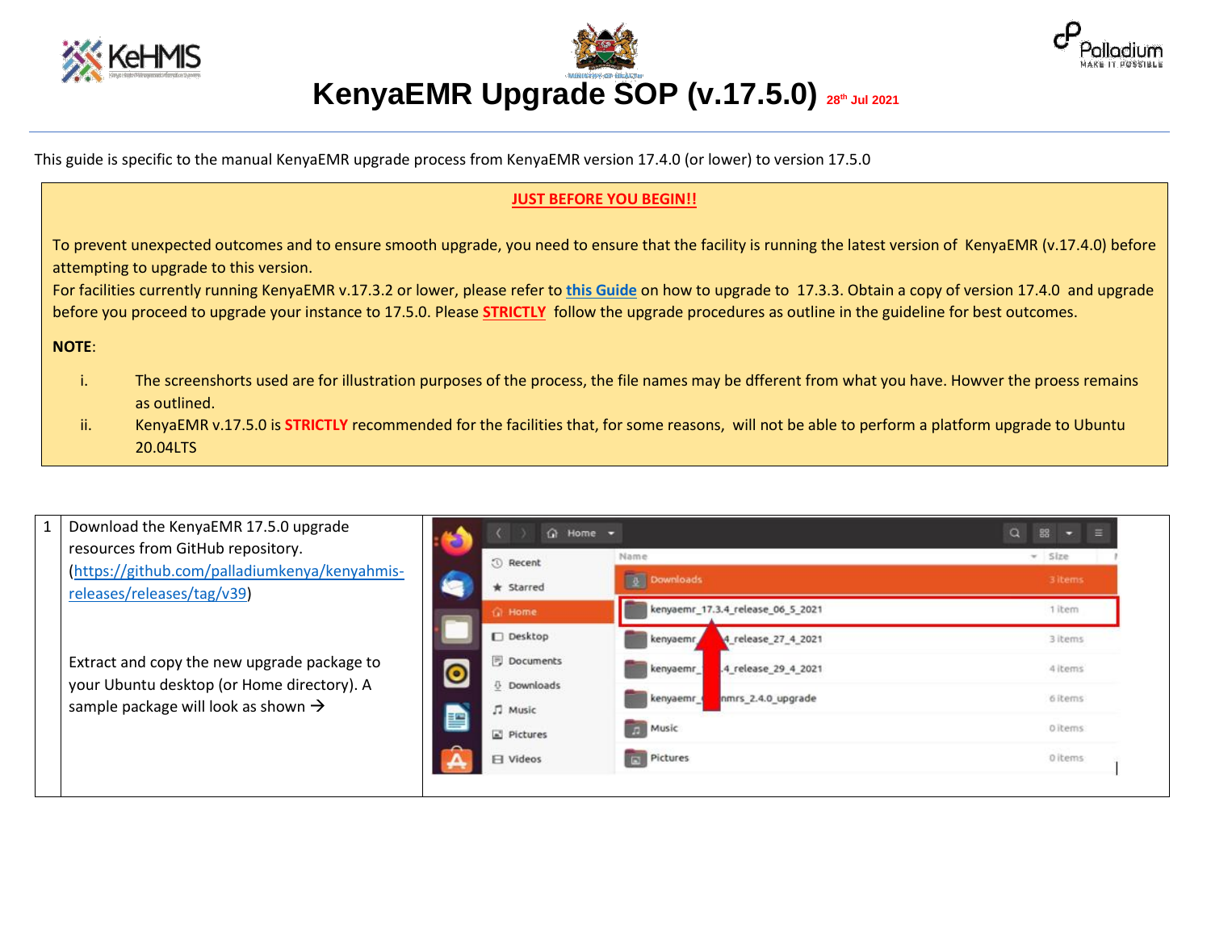# KenyaEMR Upgrade SOP (v.17.5.0) 28th Jul 2021

This guide is specific to the manual KenyaEMR upgrade process from KenyaEMR version 17.4.0 (or lower) to version 17.5.0

**JUST BEFORE YOU BEGIN!!**

To prevent unexpected outcomes and to ensure smooth upgrade, you need to ensure that the facility is running the latest version of KenyaEMR (v.17.4.0) before attempting to upgrade to this version.
For facilities currently running KenyaEMR v.17.3.2 or lower, please refer to **this Guide** on how to upgrade to 17.3.3. Obtain a copy of version 17.4.0 and upgrade before you proceed to upgrade your instance to 17.5.0. Please **STRICTLY** follow the upgrade procedures as outline in the guideline for best outcomes.

**NOTE**:

i. The screenshorts used are for illustration purposes of the process, the file names may be dfferent from what you have. Howver the proess remains as outlined.

ii. KenyaEMR v.17.5.0 is **STRICTLY** recommended for the facilities that, for some reasons, will not be able to perform a platform upgrade to Ubuntu 20.04LTS

| | | |
|---|---|---|
| 1 | Download the KenyaEMR 17.5.0 upgrade resources from GitHub repository. (https://github.com/palladiumkenya/kenyahmis-releases/releases/tag/v39)<br><br>Extract and copy the new upgrade package to your Ubuntu desktop (or Home directory). A sample package will look as shown → | |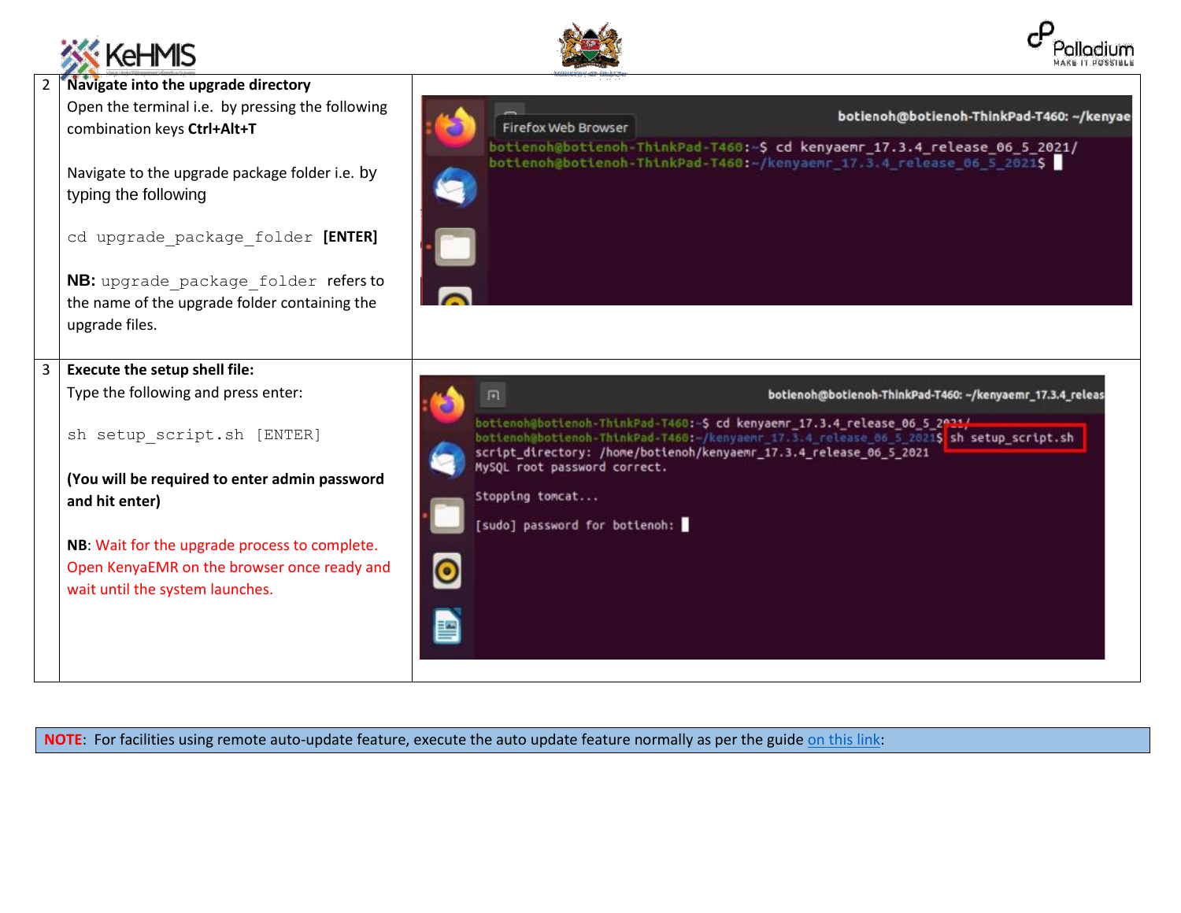| | | |
|---|---|---|
| 2 | **Navigate into the upgrade directory**<br>Open the terminal i.e. by pressing the following combination keys **Ctrl+Alt+T**<br><br>Navigate to the upgrade package folder i.e. by typing the following<br><br>`cd upgrade_package_folder` **[ENTER]**<br><br>**NB:** `upgrade_package_folder` refers to the name of the upgrade folder containing the upgrade files. | |
| 3 | **Execute the setup shell file:**<br>Type the following and press enter:<br><br>`sh setup_script.sh [ENTER]`<br><br>**(You will be required to enter admin password and hit enter)**<br><br>**NB**: Wait for the upgrade process to complete. Open KenyaEMR on the browser once ready and wait until the system launches. | |

**NOTE**: For facilities using remote auto-update feature, execute the auto update feature normally as per the guide on this link: